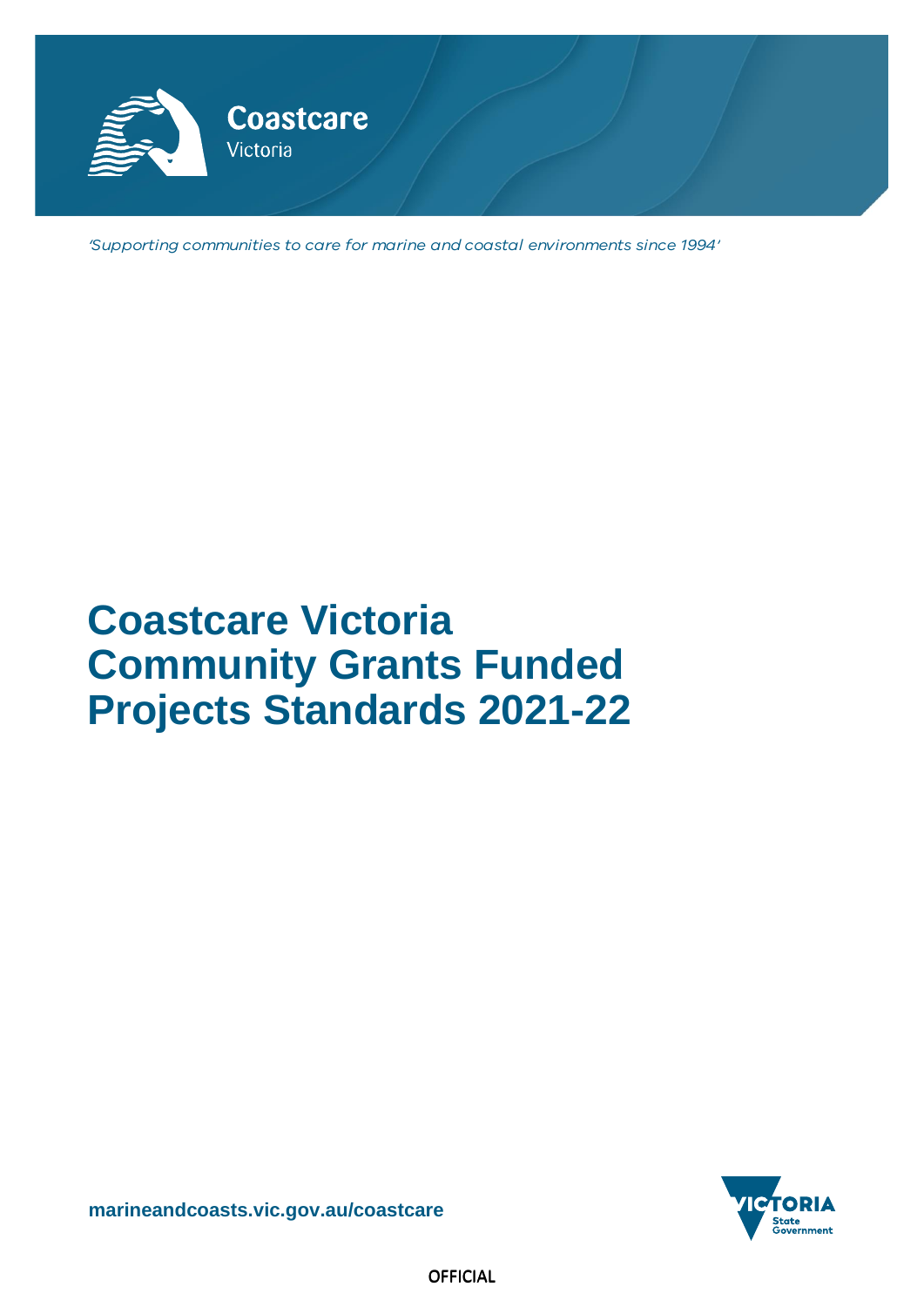Coastcare
Victoria

*'Supporting communities to care for marine and coastal environments since 1994'*

# Coastcare Victoria Community Grants Funded Projects Standards 2021-22

**marineandcoasts.vic.gov.au/coastcare**

OFFICIAL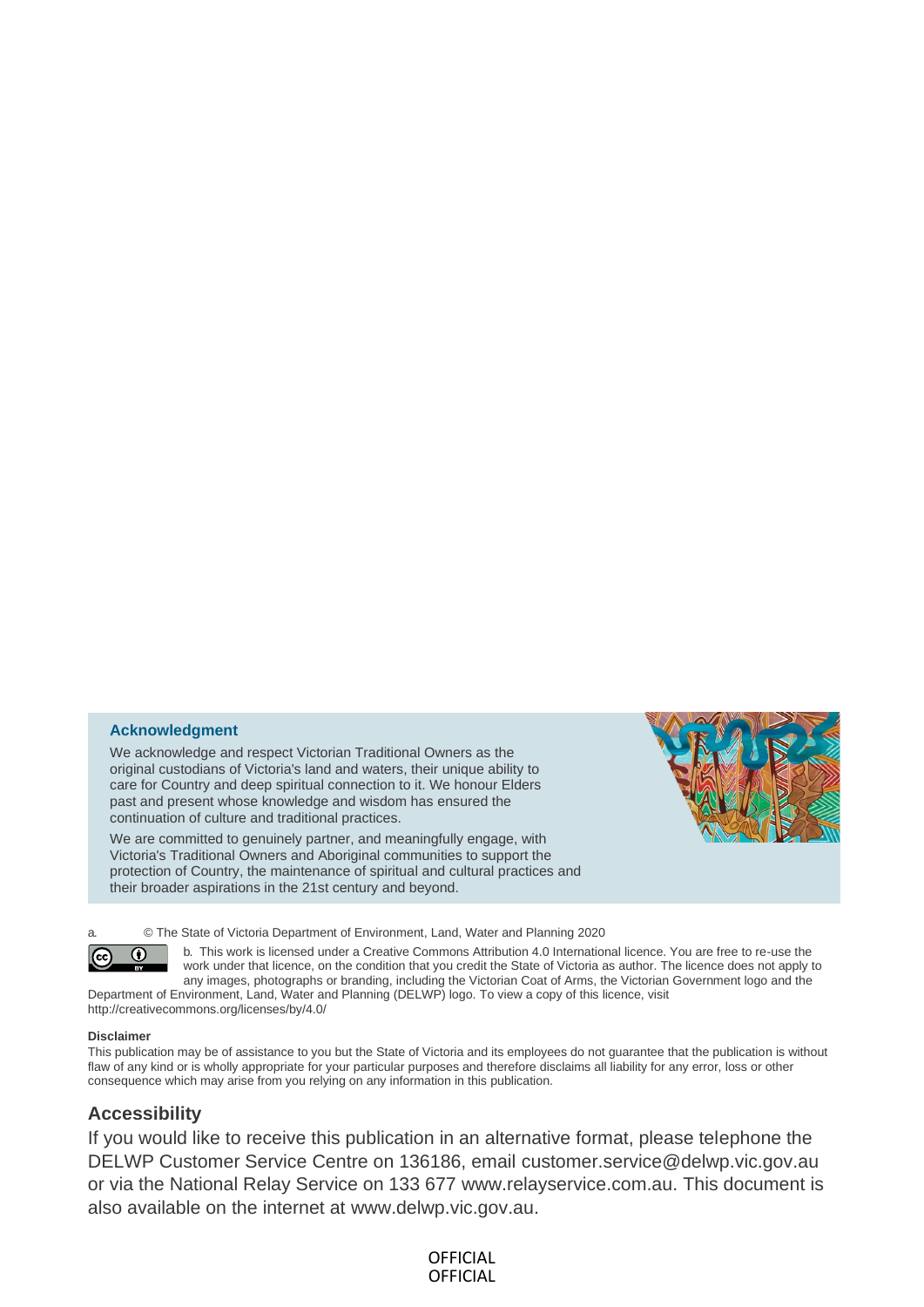## Acknowledgment

We acknowledge and respect Victorian Traditional Owners as the original custodians of Victoria's land and waters, their unique ability to care for Country and deep spiritual connection to it. We honour Elders past and present whose knowledge and wisdom has ensured the continuation of culture and traditional practices.

We are committed to genuinely partner, and meaningfully engage, with Victoria's Traditional Owners and Aboriginal communities to support the protection of Country, the maintenance of spiritual and cultural practices and their broader aspirations in the 21st century and beyond.

a. © The State of Victoria Department of Environment, Land, Water and Planning 2020

b. This work is licensed under a Creative Commons Attribution 4.0 International licence. You are free to re-use the work under that licence, on the condition that you credit the State of Victoria as author. The licence does not apply to any images, photographs or branding, including the Victorian Coat of Arms, the Victorian Government logo and the Department of Environment, Land, Water and Planning (DELWP) logo. To view a copy of this licence, visit http://creativecommons.org/licenses/by/4.0/

**Disclaimer**

This publication may be of assistance to you but the State of Victoria and its employees do not guarantee that the publication is without flaw of any kind or is wholly appropriate for your particular purposes and therefore disclaims all liability for any error, loss or other consequence which may arise from you relying on any information in this publication.

## Accessibility

If you would like to receive this publication in an alternative format, please telephone the DELWP Customer Service Centre on 136186, email customer.service@delwp.vic.gov.au or via the National Relay Service on 133 677 www.relayservice.com.au. This document is also available on the internet at www.delwp.vic.gov.au.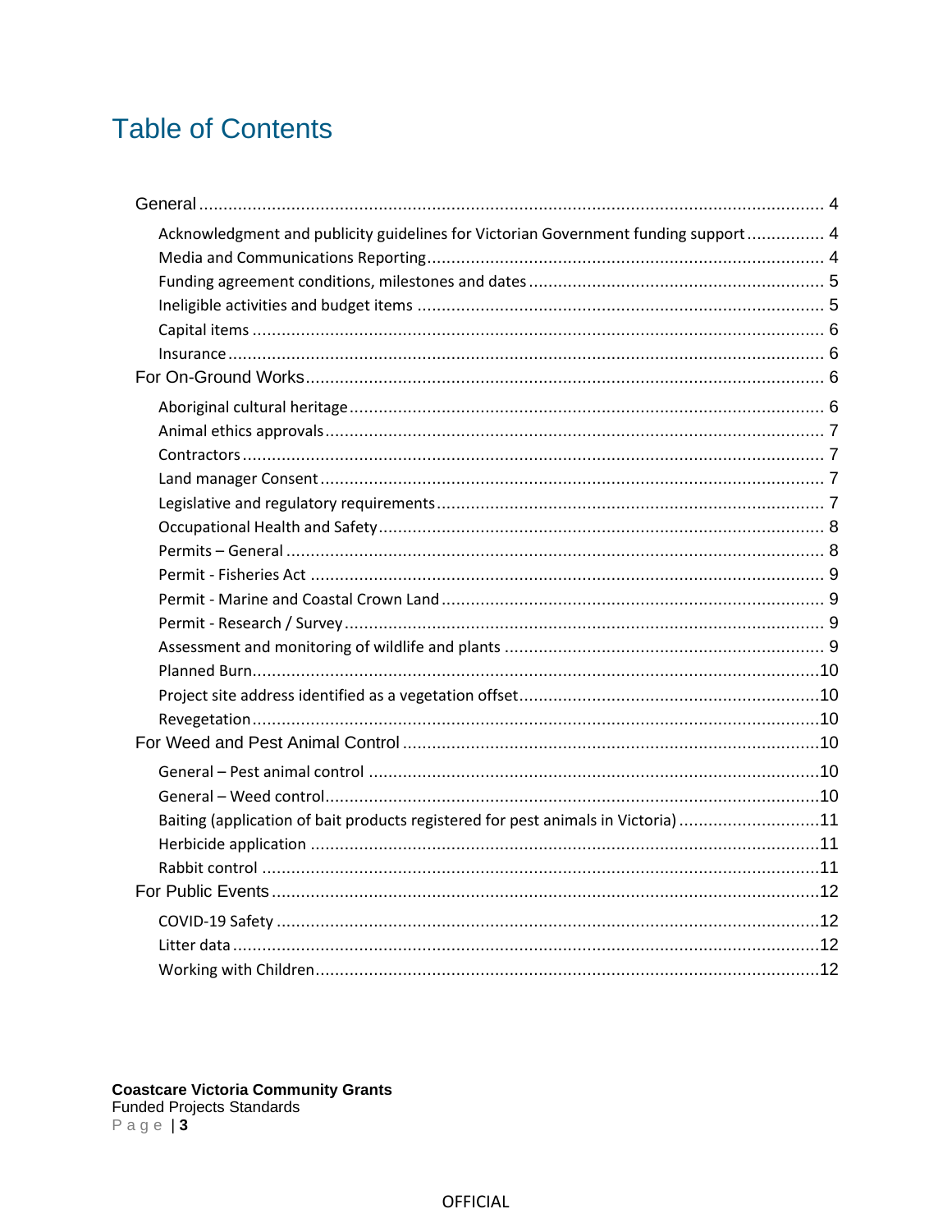# Table of Contents

- General ... 4
  - Acknowledgment and publicity guidelines for Victorian Government funding support ... 4
  - Media and Communications Reporting ... 4
  - Funding agreement conditions, milestones and dates ... 5
  - Ineligible activities and budget items ... 5
  - Capital items ... 6
  - Insurance ... 6
- For On-Ground Works ... 6
  - Aboriginal cultural heritage ... 6
  - Animal ethics approvals ... 7
  - Contractors ... 7
  - Land manager Consent ... 7
  - Legislative and regulatory requirements ... 7
  - Occupational Health and Safety ... 8
  - Permits – General ... 8
  - Permit - Fisheries Act ... 9
  - Permit - Marine and Coastal Crown Land ... 9
  - Permit - Research / Survey ... 9
  - Assessment and monitoring of wildlife and plants ... 9
  - Planned Burn ... 10
  - Project site address identified as a vegetation offset ... 10
  - Revegetation ... 10
- For Weed and Pest Animal Control ... 10
  - General – Pest animal control ... 10
  - General – Weed control ... 10
  - Baiting (application of bait products registered for pest animals in Victoria) ... 11
  - Herbicide application ... 11
  - Rabbit control ... 11
- For Public Events ... 12
  - COVID-19 Safety ... 12
  - Litter data ... 12
  - Working with Children ... 12

OFFICIAL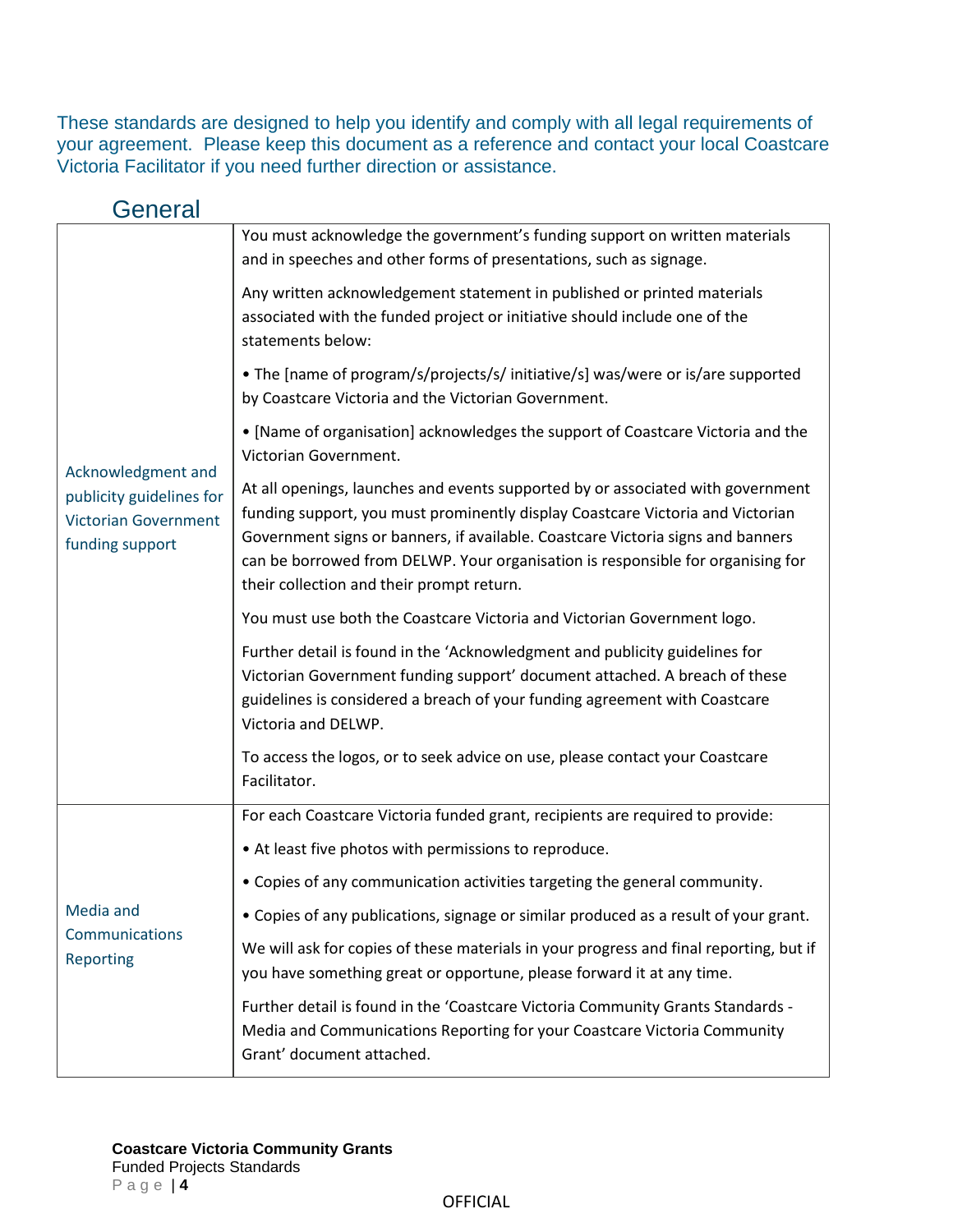These standards are designed to help you identify and comply with all legal requirements of your agreement. Please keep this document as a reference and contact your local Coastcare Victoria Facilitator if you need further direction or assistance.

## General

| | |
|---|---|
| Acknowledgment and publicity guidelines for Victorian Government funding support | You must acknowledge the government's funding support on written materials and in speeches and other forms of presentations, such as signage.<br><br>Any written acknowledgement statement in published or printed materials associated with the funded project or initiative should include one of the statements below:<br><br>• The [name of program/s/projects/s/ initiative/s] was/were or is/are supported by Coastcare Victoria and the Victorian Government.<br><br>• [Name of organisation] acknowledges the support of Coastcare Victoria and the Victorian Government.<br><br>At all openings, launches and events supported by or associated with government funding support, you must prominently display Coastcare Victoria and Victorian Government signs or banners, if available. Coastcare Victoria signs and banners can be borrowed from DELWP. Your organisation is responsible for organising for their collection and their prompt return.<br><br>You must use both the Coastcare Victoria and Victorian Government logo.<br><br>Further detail is found in the 'Acknowledgment and publicity guidelines for Victorian Government funding support' document attached. A breach of these guidelines is considered a breach of your funding agreement with Coastcare Victoria and DELWP.<br><br>To access the logos, or to seek advice on use, please contact your Coastcare Facilitator. |
| Media and Communications Reporting | For each Coastcare Victoria funded grant, recipients are required to provide:<br><br>• At least five photos with permissions to reproduce.<br><br>• Copies of any communication activities targeting the general community.<br><br>• Copies of any publications, signage or similar produced as a result of your grant.<br><br>We will ask for copies of these materials in your progress and final reporting, but if you have something great or opportune, please forward it at any time.<br><br>Further detail is found in the 'Coastcare Victoria Community Grants Standards - Media and Communications Reporting for your Coastcare Victoria Community Grant' document attached. |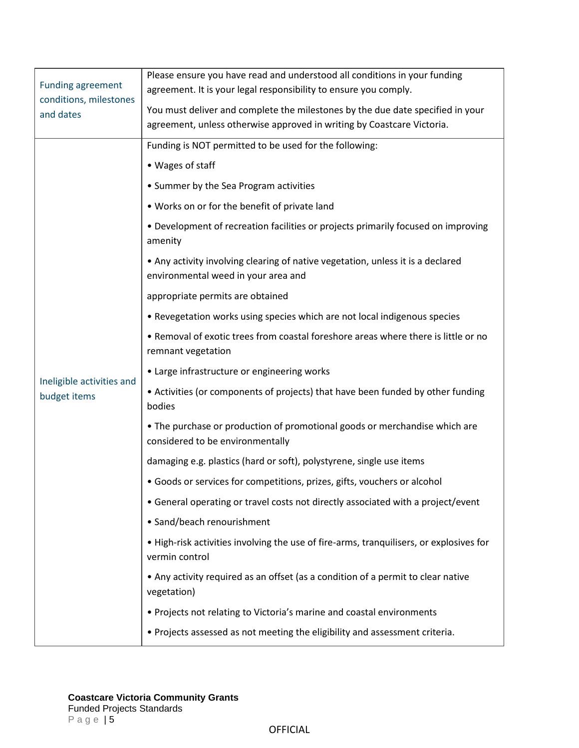| | |
|---|---|
| Funding agreement conditions, milestones and dates | Please ensure you have read and understood all conditions in your funding agreement. It is your legal responsibility to ensure you comply.<br><br>You must deliver and complete the milestones by the due date specified in your agreement, unless otherwise approved in writing by Coastcare Victoria. |
| Ineligible activities and budget items | Funding is NOT permitted to be used for the following:<br><br>• Wages of staff<br><br>• Summer by the Sea Program activities<br><br>• Works on or for the benefit of private land<br><br>• Development of recreation facilities or projects primarily focused on improving amenity<br><br>• Any activity involving clearing of native vegetation, unless it is a declared environmental weed in your area and<br><br>appropriate permits are obtained<br><br>• Revegetation works using species which are not local indigenous species<br><br>• Removal of exotic trees from coastal foreshore areas where there is little or no remnant vegetation<br><br>• Large infrastructure or engineering works<br><br>• Activities (or components of projects) that have been funded by other funding bodies<br><br>• The purchase or production of promotional goods or merchandise which are considered to be environmentally<br><br>damaging e.g. plastics (hard or soft), polystyrene, single use items<br><br>• Goods or services for competitions, prizes, gifts, vouchers or alcohol<br><br>• General operating or travel costs not directly associated with a project/event<br><br>• Sand/beach renourishment<br><br>• High-risk activities involving the use of fire-arms, tranquilisers, or explosives for vermin control<br><br>• Any activity required as an offset (as a condition of a permit to clear native vegetation)<br><br>• Projects not relating to Victoria's marine and coastal environments<br><br>• Projects assessed as not meeting the eligibility and assessment criteria. |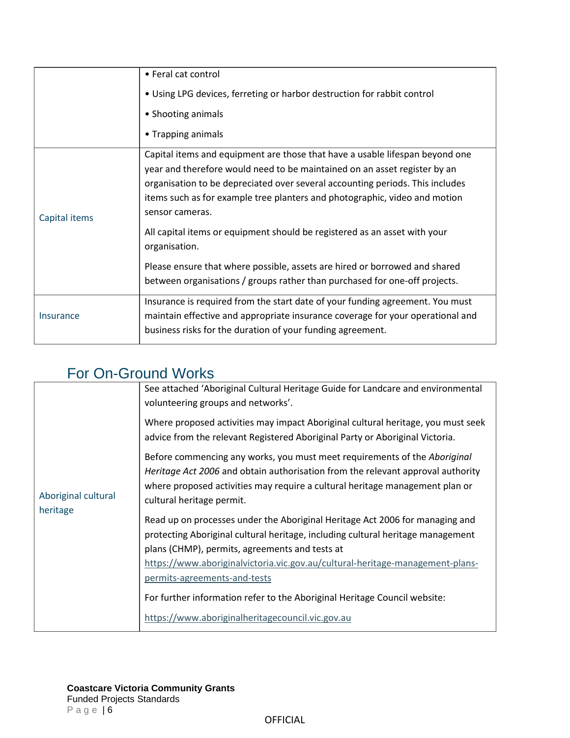| | |
|---|---|
| | • Feral cat control<br>• Using LPG devices, ferreting or harbor destruction for rabbit control<br>• Shooting animals<br>• Trapping animals |
| Capital items | Capital items and equipment are those that have a usable lifespan beyond one year and therefore would need to be maintained on an asset register by an organisation to be depreciated over several accounting periods. This includes items such as for example tree planters and photographic, video and motion sensor cameras.<br>All capital items or equipment should be registered as an asset with your organisation.<br>Please ensure that where possible, assets are hired or borrowed and shared between organisations / groups rather than purchased for one-off projects. |
| Insurance | Insurance is required from the start date of your funding agreement. You must maintain effective and appropriate insurance coverage for your operational and business risks for the duration of your funding agreement. |

## For On-Ground Works

| | |
|---|---|
| Aboriginal cultural heritage | See attached 'Aboriginal Cultural Heritage Guide for Landcare and environmental volunteering groups and networks'.<br>Where proposed activities may impact Aboriginal cultural heritage, you must seek advice from the relevant Registered Aboriginal Party or Aboriginal Victoria.<br>Before commencing any works, you must meet requirements of the *Aboriginal Heritage Act 2006* and obtain authorisation from the relevant approval authority where proposed activities may require a cultural heritage management plan or cultural heritage permit.<br>Read up on processes under the Aboriginal Heritage Act 2006 for managing and protecting Aboriginal cultural heritage, including cultural heritage management plans (CHMP), permits, agreements and tests at https://www.aboriginalvictoria.vic.gov.au/cultural-heritage-management-plans-permits-agreements-and-tests<br>For further information refer to the Aboriginal Heritage Council website:<br>https://www.aboriginalheritagecouncil.vic.gov.au |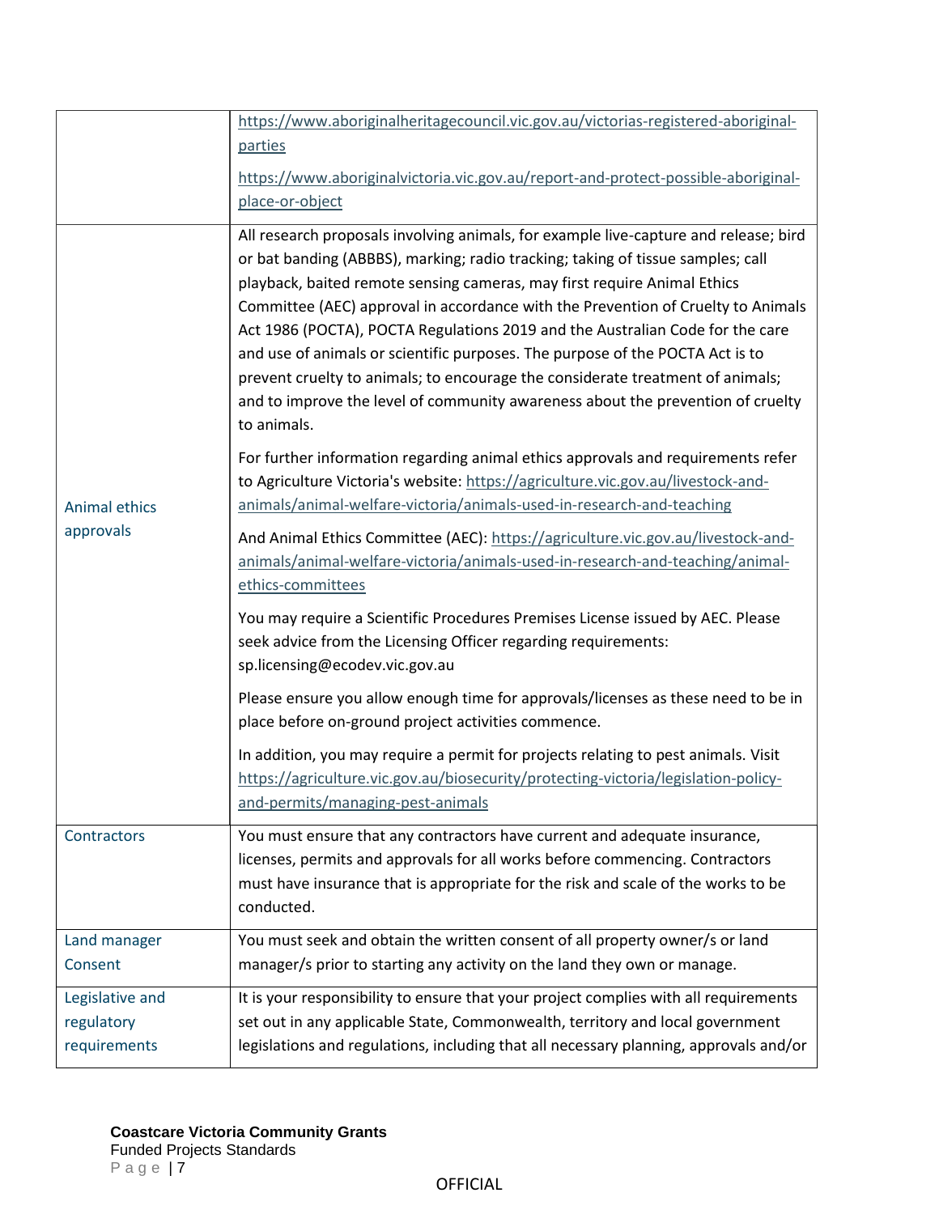| | |
|---|---|
| | https://www.aboriginalheritagecouncil.vic.gov.au/victorias-registered-aboriginal-parties<br><br>https://www.aboriginalvictoria.vic.gov.au/report-and-protect-possible-aboriginal-place-or-object |
| Animal ethics approvals | All research proposals involving animals, for example live-capture and release; bird or bat banding (ABBBS), marking; radio tracking; taking of tissue samples; call playback, baited remote sensing cameras, may first require Animal Ethics Committee (AEC) approval in accordance with the Prevention of Cruelty to Animals Act 1986 (POCTA), POCTA Regulations 2019 and the Australian Code for the care and use of animals or scientific purposes. The purpose of the POCTA Act is to prevent cruelty to animals; to encourage the considerate treatment of animals; and to improve the level of community awareness about the prevention of cruelty to animals.<br><br>For further information regarding animal ethics approvals and requirements refer to Agriculture Victoria's website: https://agriculture.vic.gov.au/livestock-and-animals/animal-welfare-victoria/animals-used-in-research-and-teaching<br><br>And Animal Ethics Committee (AEC): https://agriculture.vic.gov.au/livestock-and-animals/animal-welfare-victoria/animals-used-in-research-and-teaching/animal-ethics-committees<br><br>You may require a Scientific Procedures Premises License issued by AEC. Please seek advice from the Licensing Officer regarding requirements: sp.licensing@ecodev.vic.gov.au<br><br>Please ensure you allow enough time for approvals/licenses as these need to be in place before on-ground project activities commence.<br><br>In addition, you may require a permit for projects relating to pest animals. Visit https://agriculture.vic.gov.au/biosecurity/protecting-victoria/legislation-policy-and-permits/managing-pest-animals |
| Contractors | You must ensure that any contractors have current and adequate insurance, licenses, permits and approvals for all works before commencing. Contractors must have insurance that is appropriate for the risk and scale of the works to be conducted. |
| Land manager Consent | You must seek and obtain the written consent of all property owner/s or land manager/s prior to starting any activity on the land they own or manage. |
| Legislative and regulatory requirements | It is your responsibility to ensure that your project complies with all requirements set out in any applicable State, Commonwealth, territory and local government legislations and regulations, including that all necessary planning, approvals and/or |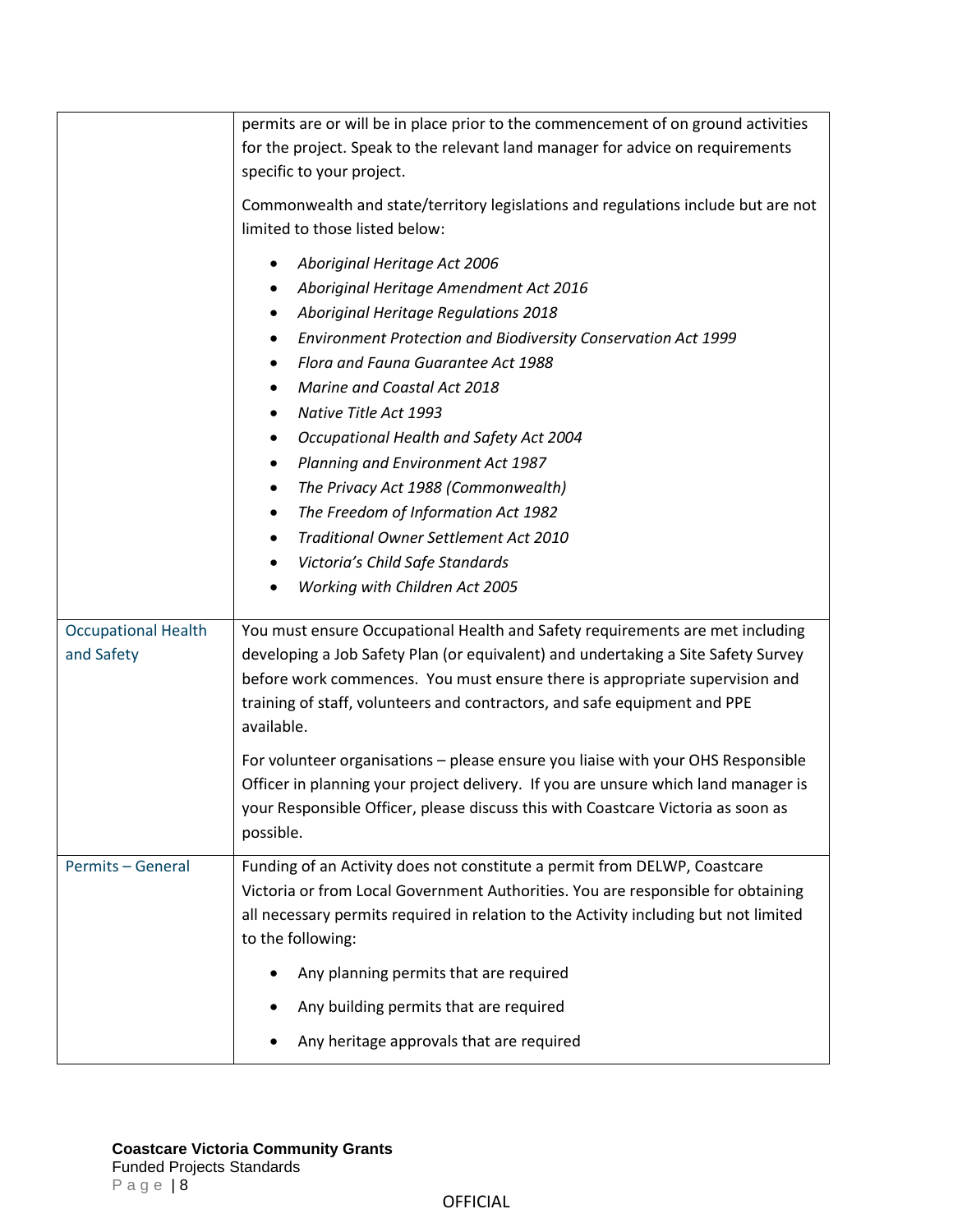| | |
|---|---|
| | permits are or will be in place prior to the commencement of on ground activities for the project. Speak to the relevant land manager for advice on requirements specific to your project.<br><br>Commonwealth and state/territory legislations and regulations include but are not limited to those listed below:<br><br>• *Aboriginal Heritage Act 2006*<br>• *Aboriginal Heritage Amendment Act 2016*<br>• *Aboriginal Heritage Regulations 2018*<br>• *Environment Protection and Biodiversity Conservation Act 1999*<br>• *Flora and Fauna Guarantee Act 1988*<br>• *Marine and Coastal Act 2018*<br>• *Native Title Act 1993*<br>• *Occupational Health and Safety Act 2004*<br>• *Planning and Environment Act 1987*<br>• *The Privacy Act 1988 (Commonwealth)*<br>• *The Freedom of Information Act 1982*<br>• *Traditional Owner Settlement Act 2010*<br>• *Victoria's Child Safe Standards*<br>• *Working with Children Act 2005* |
| Occupational Health and Safety | You must ensure Occupational Health and Safety requirements are met including developing a Job Safety Plan (or equivalent) and undertaking a Site Safety Survey before work commences. You must ensure there is appropriate supervision and training of staff, volunteers and contractors, and safe equipment and PPE available.<br><br>For volunteer organisations – please ensure you liaise with your OHS Responsible Officer in planning your project delivery. If you are unsure which land manager is your Responsible Officer, please discuss this with Coastcare Victoria as soon as possible. |
| Permits – General | Funding of an Activity does not constitute a permit from DELWP, Coastcare Victoria or from Local Government Authorities. You are responsible for obtaining all necessary permits required in relation to the Activity including but not limited to the following:<br><br>• Any planning permits that are required<br>• Any building permits that are required<br>• Any heritage approvals that are required |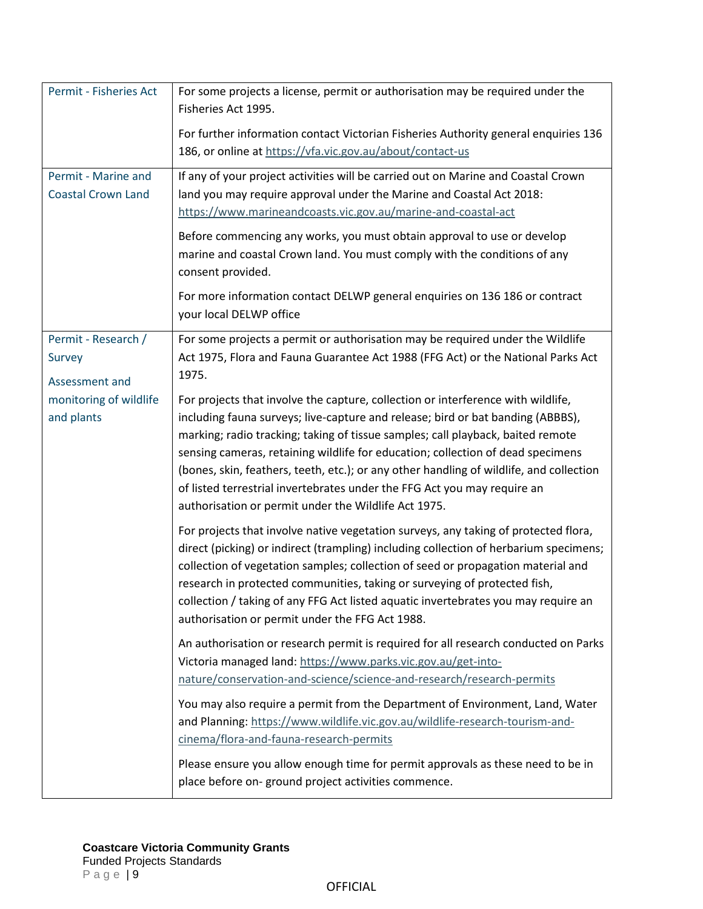| | |
|---|---|
| Permit - Fisheries Act | For some projects a license, permit or authorisation may be required under the Fisheries Act 1995.<br><br>For further information contact Victorian Fisheries Authority general enquiries 136 186, or online at https://vfa.vic.gov.au/about/contact-us |
| Permit - Marine and Coastal Crown Land | If any of your project activities will be carried out on Marine and Coastal Crown land you may require approval under the Marine and Coastal Act 2018: https://www.marineandcoasts.vic.gov.au/marine-and-coastal-act<br><br>Before commencing any works, you must obtain approval to use or develop marine and coastal Crown land. You must comply with the conditions of any consent provided.<br><br>For more information contact DELWP general enquiries on 136 186 or contract your local DELWP office |
| Permit - Research / Survey<br><br>Assessment and monitoring of wildlife and plants | For some projects a permit or authorisation may be required under the Wildlife Act 1975, Flora and Fauna Guarantee Act 1988 (FFG Act) or the National Parks Act 1975.<br><br>For projects that involve the capture, collection or interference with wildlife, including fauna surveys; live-capture and release; bird or bat banding (ABBBS), marking; radio tracking; taking of tissue samples; call playback, baited remote sensing cameras, retaining wildlife for education; collection of dead specimens (bones, skin, feathers, teeth, etc.); or any other handling of wildlife, and collection of listed terrestrial invertebrates under the FFG Act you may require an authorisation or permit under the Wildlife Act 1975.<br><br>For projects that involve native vegetation surveys, any taking of protected flora, direct (picking) or indirect (trampling) including collection of herbarium specimens; collection of vegetation samples; collection of seed or propagation material and research in protected communities, taking or surveying of protected fish, collection / taking of any FFG Act listed aquatic invertebrates you may require an authorisation or permit under the FFG Act 1988.<br><br>An authorisation or research permit is required for all research conducted on Parks Victoria managed land: https://www.parks.vic.gov.au/get-into-nature/conservation-and-science/science-and-research/research-permits<br><br>You may also require a permit from the Department of Environment, Land, Water and Planning: https://www.wildlife.vic.gov.au/wildlife-research-tourism-and-cinema/flora-and-fauna-research-permits<br><br>Please ensure you allow enough time for permit approvals as these need to be in place before on- ground project activities commence. |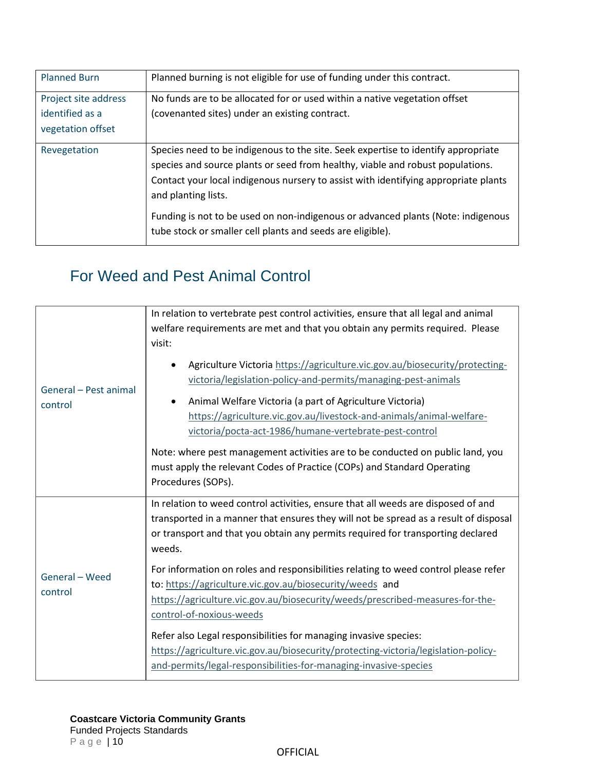| | |
|---|---|
| Planned Burn | Planned burning is not eligible for use of funding under this contract. |
| Project site address identified as a vegetation offset | No funds are to be allocated for or used within a native vegetation offset (covenanted sites) under an existing contract. |
| Revegetation | Species need to be indigenous to the site. Seek expertise to identify appropriate species and source plants or seed from healthy, viable and robust populations. Contact your local indigenous nursery to assist with identifying appropriate plants and planting lists.<br><br>Funding is not to be used on non-indigenous or advanced plants (Note: indigenous tube stock or smaller cell plants and seeds are eligible). |

## For Weed and Pest Animal Control

| | |
|---|---|
| General – Pest animal control | In relation to vertebrate pest control activities, ensure that all legal and animal welfare requirements are met and that you obtain any permits required. Please visit:<br><br>• Agriculture Victoria https://agriculture.vic.gov.au/biosecurity/protecting-victoria/legislation-policy-and-permits/managing-pest-animals<br>• Animal Welfare Victoria (a part of Agriculture Victoria) https://agriculture.vic.gov.au/livestock-and-animals/animal-welfare-victoria/pocta-act-1986/humane-vertebrate-pest-control<br><br>Note: where pest management activities are to be conducted on public land, you must apply the relevant Codes of Practice (COPs) and Standard Operating Procedures (SOPs). |
| General – Weed control | In relation to weed control activities, ensure that all weeds are disposed of and transported in a manner that ensures they will not be spread as a result of disposal or transport and that you obtain any permits required for transporting declared weeds.<br><br>For information on roles and responsibilities relating to weed control please refer to: https://agriculture.vic.gov.au/biosecurity/weeds and https://agriculture.vic.gov.au/biosecurity/weeds/prescribed-measures-for-the-control-of-noxious-weeds<br><br>Refer also Legal responsibilities for managing invasive species: https://agriculture.vic.gov.au/biosecurity/protecting-victoria/legislation-policy-and-permits/legal-responsibilities-for-managing-invasive-species |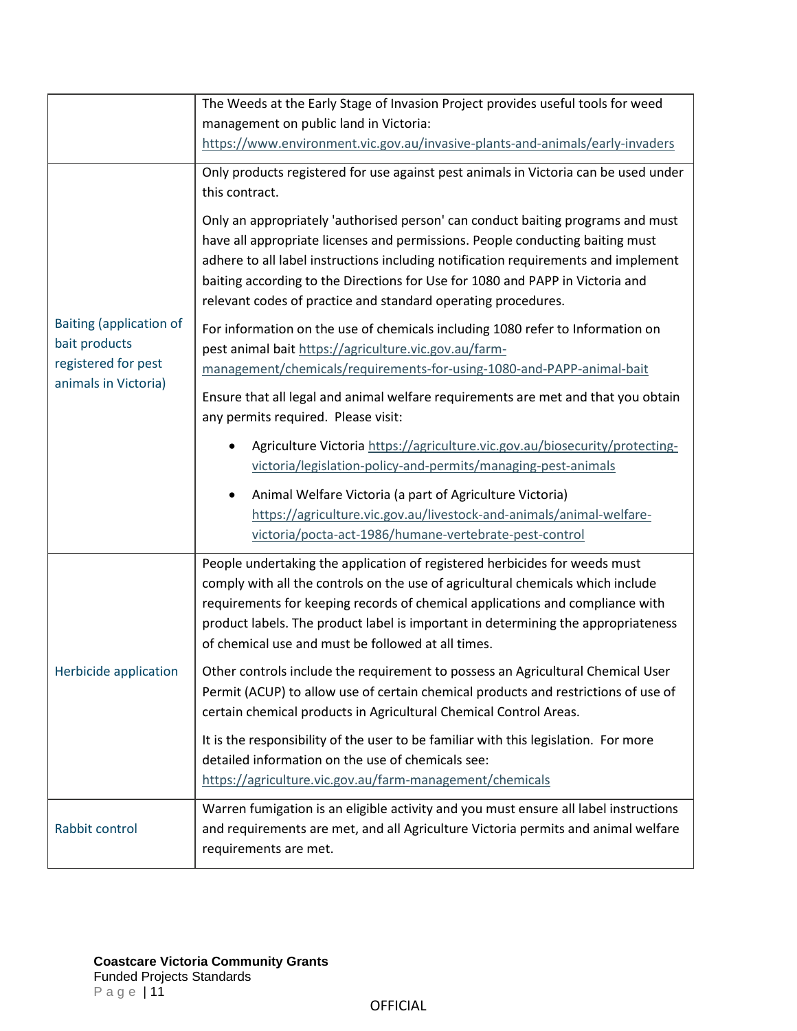| | |
|---|---|
| | The Weeds at the Early Stage of Invasion Project provides useful tools for weed management on public land in Victoria: https://www.environment.vic.gov.au/invasive-plants-and-animals/early-invaders |
| Baiting (application of bait products registered for pest animals in Victoria) | Only products registered for use against pest animals in Victoria can be used under this contract.<br><br>Only an appropriately 'authorised person' can conduct baiting programs and must have all appropriate licenses and permissions. People conducting baiting must adhere to all label instructions including notification requirements and implement baiting according to the Directions for Use for 1080 and PAPP in Victoria and relevant codes of practice and standard operating procedures.<br><br>For information on the use of chemicals including 1080 refer to Information on pest animal bait https://agriculture.vic.gov.au/farm-management/chemicals/requirements-for-using-1080-and-PAPP-animal-bait<br><br>Ensure that all legal and animal welfare requirements are met and that you obtain any permits required. Please visit:<br><br>• Agriculture Victoria https://agriculture.vic.gov.au/biosecurity/protecting-victoria/legislation-policy-and-permits/managing-pest-animals<br>• Animal Welfare Victoria (a part of Agriculture Victoria) https://agriculture.vic.gov.au/livestock-and-animals/animal-welfare-victoria/pocta-act-1986/humane-vertebrate-pest-control |
| Herbicide application | People undertaking the application of registered herbicides for weeds must comply with all the controls on the use of agricultural chemicals which include requirements for keeping records of chemical applications and compliance with product labels. The product label is important in determining the appropriateness of chemical use and must be followed at all times.<br><br>Other controls include the requirement to possess an Agricultural Chemical User Permit (ACUP) to allow use of certain chemical products and restrictions of use of certain chemical products in Agricultural Chemical Control Areas.<br><br>It is the responsibility of the user to be familiar with this legislation. For more detailed information on the use of chemicals see: https://agriculture.vic.gov.au/farm-management/chemicals |
| Rabbit control | Warren fumigation is an eligible activity and you must ensure all label instructions and requirements are met, and all Agriculture Victoria permits and animal welfare requirements are met. |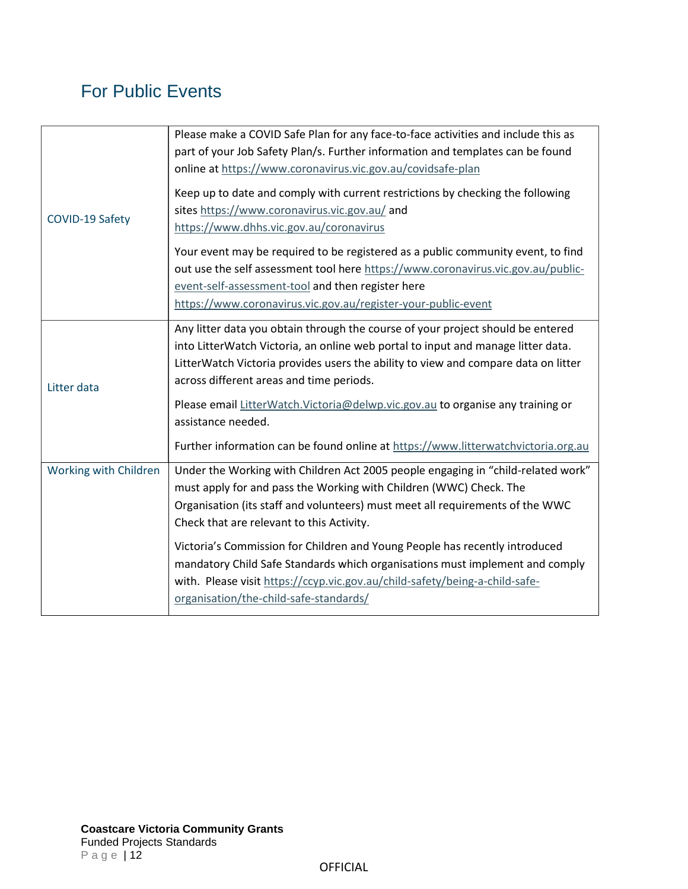## For Public Events

| | |
|---|---|
| COVID-19 Safety | Please make a COVID Safe Plan for any face-to-face activities and include this as part of your Job Safety Plan/s. Further information and templates can be found online at https://www.coronavirus.vic.gov.au/covidsafe-plan<br><br>Keep up to date and comply with current restrictions by checking the following sites https://www.coronavirus.vic.gov.au/ and https://www.dhhs.vic.gov.au/coronavirus<br><br>Your event may be required to be registered as a public community event, to find out use the self assessment tool here https://www.coronavirus.vic.gov.au/public-event-self-assessment-tool and then register here https://www.coronavirus.vic.gov.au/register-your-public-event |
| Litter data | Any litter data you obtain through the course of your project should be entered into LitterWatch Victoria, an online web portal to input and manage litter data. LitterWatch Victoria provides users the ability to view and compare data on litter across different areas and time periods.<br><br>Please email LitterWatch.Victoria@delwp.vic.gov.au to organise any training or assistance needed.<br><br>Further information can be found online at https://www.litterwatchvictoria.org.au |
| Working with Children | Under the Working with Children Act 2005 people engaging in "child-related work" must apply for and pass the Working with Children (WWC) Check. The Organisation (its staff and volunteers) must meet all requirements of the WWC Check that are relevant to this Activity.<br><br>Victoria's Commission for Children and Young People has recently introduced mandatory Child Safe Standards which organisations must implement and comply with. Please visit https://ccyp.vic.gov.au/child-safety/being-a-child-safe-organisation/the-child-safe-standards/ |